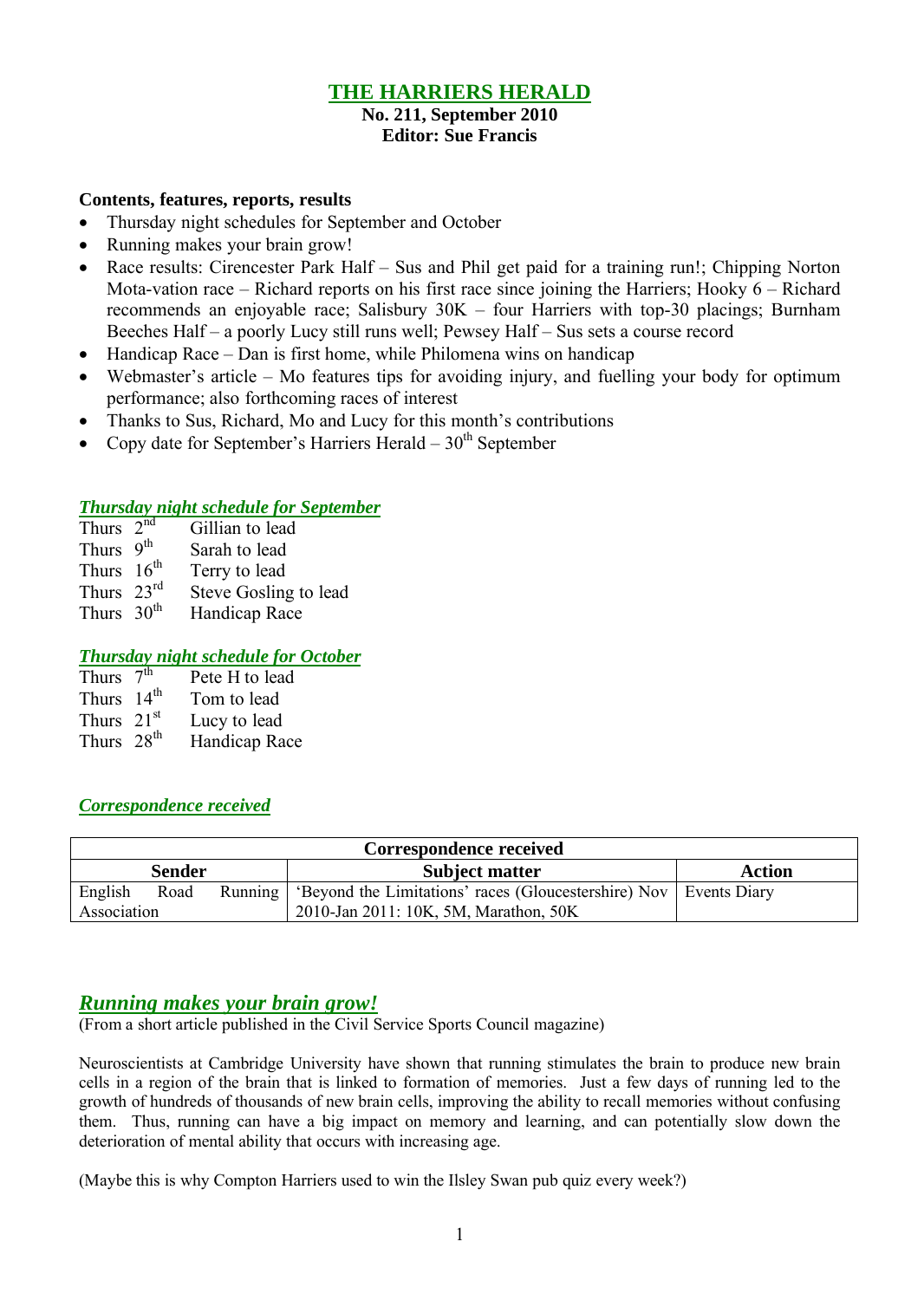# THE HARRIERS HERALD

**No. 211, September 2010**
**Editor: Sue Francis**

**Contents, features, reports, results**

- Thursday night schedules for September and October
- Running makes your brain grow!
- Race results: Cirencester Park Half – Sus and Phil get paid for a training run!; Chipping Norton Mota-vation race – Richard reports on his first race since joining the Harriers; Hooky 6 – Richard recommends an enjoyable race; Salisbury 30K – four Harriers with top-30 placings; Burnham Beeches Half – a poorly Lucy still runs well; Pewsey Half – Sus sets a course record
- Handicap Race – Dan is first home, while Philomena wins on handicap
- Webmaster's article – Mo features tips for avoiding injury, and fuelling your body for optimum performance; also forthcoming races of interest
- Thanks to Sus, Richard, Mo and Lucy for this month's contributions
- Copy date for September's Harriers Herald – 30th September

## *Thursday night schedule for September*

Thurs 2nd Gillian to lead
Thurs 9th Sarah to lead
Thurs 16th Terry to lead
Thurs 23rd Steve Gosling to lead
Thurs 30th Handicap Race

## *Thursday night schedule for October*

Thurs 7th Pete H to lead
Thurs 14th Tom to lead
Thurs 21st Lucy to lead
Thurs 28th Handicap Race

## *Correspondence received*

| Correspondence received | | |
|---|---|---|
| **Sender** | **Subject matter** | **Action** |
| English Road Running Association | 'Beyond the Limitations' races (Gloucestershire) Nov 2010-Jan 2011: 10K, 5M, Marathon, 50K | Events Diary |

## *Running makes your brain grow!*

(From a short article published in the Civil Service Sports Council magazine)

Neuroscientists at Cambridge University have shown that running stimulates the brain to produce new brain cells in a region of the brain that is linked to formation of memories. Just a few days of running led to the growth of hundreds of thousands of new brain cells, improving the ability to recall memories without confusing them. Thus, running can have a big impact on memory and learning, and can potentially slow down the deterioration of mental ability that occurs with increasing age.

(Maybe this is why Compton Harriers used to win the Ilsley Swan pub quiz every week?)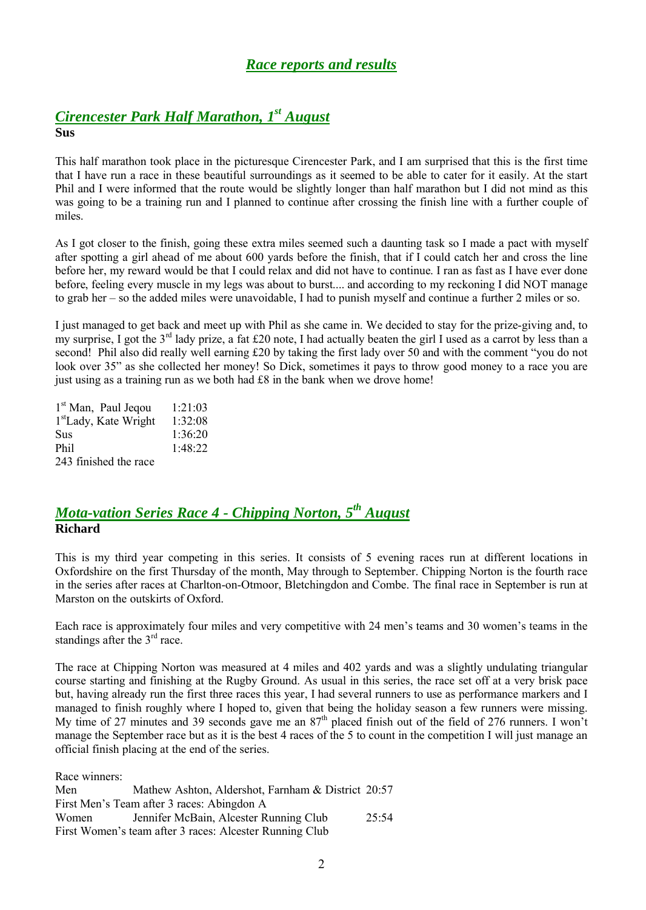# *Race reports and results*

## *Cirencester Park Half Marathon, 1st August*

**Sus**

This half marathon took place in the picturesque Cirencester Park, and I am surprised that this is the first time that I have run a race in these beautiful surroundings as it seemed to be able to cater for it easily. At the start Phil and I were informed that the route would be slightly longer than half marathon but I did not mind as this was going to be a training run and I planned to continue after crossing the finish line with a further couple of miles.

As I got closer to the finish, going these extra miles seemed such a daunting task so I made a pact with myself after spotting a girl ahead of me about 600 yards before the finish, that if I could catch her and cross the line before her, my reward would be that I could relax and did not have to continue. I ran as fast as I have ever done before, feeling every muscle in my legs was about to burst.... and according to my reckoning I did NOT manage to grab her – so the added miles were unavoidable, I had to punish myself and continue a further 2 miles or so.

I just managed to get back and meet up with Phil as she came in. We decided to stay for the prize-giving and, to my surprise, I got the 3rd lady prize, a fat £20 note, I had actually beaten the girl I used as a carrot by less than a second! Phil also did really well earning £20 by taking the first lady over 50 and with the comment "you do not look over 35" as she collected her money! So Dick, sometimes it pays to throw good money to a race you are just using as a training run as we both had £8 in the bank when we drove home!

| | |
|---|---|
| 1st Man, Paul Jeqou | 1:21:03 |
| 1st Lady, Kate Wright | 1:32:08 |
| Sus | 1:36:20 |
| Phil | 1:48:22 |

243 finished the race

## *Mota-vation Series Race 4 - Chipping Norton, 5th August*

**Richard**

This is my third year competing in this series. It consists of 5 evening races run at different locations in Oxfordshire on the first Thursday of the month, May through to September. Chipping Norton is the fourth race in the series after races at Charlton-on-Otmoor, Bletchingdon and Combe. The final race in September is run at Marston on the outskirts of Oxford.

Each race is approximately four miles and very competitive with 24 men's teams and 30 women's teams in the standings after the 3rd race.

The race at Chipping Norton was measured at 4 miles and 402 yards and was a slightly undulating triangular course starting and finishing at the Rugby Ground. As usual in this series, the race set off at a very brisk pace but, having already run the first three races this year, I had several runners to use as performance markers and I managed to finish roughly where I hoped to, given that being the holiday season a few runners were missing. My time of 27 minutes and 39 seconds gave me an 87th placed finish out of the field of 276 runners. I won't manage the September race but as it is the best 4 races of the 5 to count in the competition I will just manage an official finish placing at the end of the series.

Race winners:

| | | |
|---|---|---|
| Men | Mathew Ashton, Aldershot, Farnham & District | 20:57 |
| First Men's Team after 3 races: Abingdon A | | |
| Women | Jennifer McBain, Alcester Running Club | 25:54 |
| First Women's team after 3 races: Alcester Running Club | | |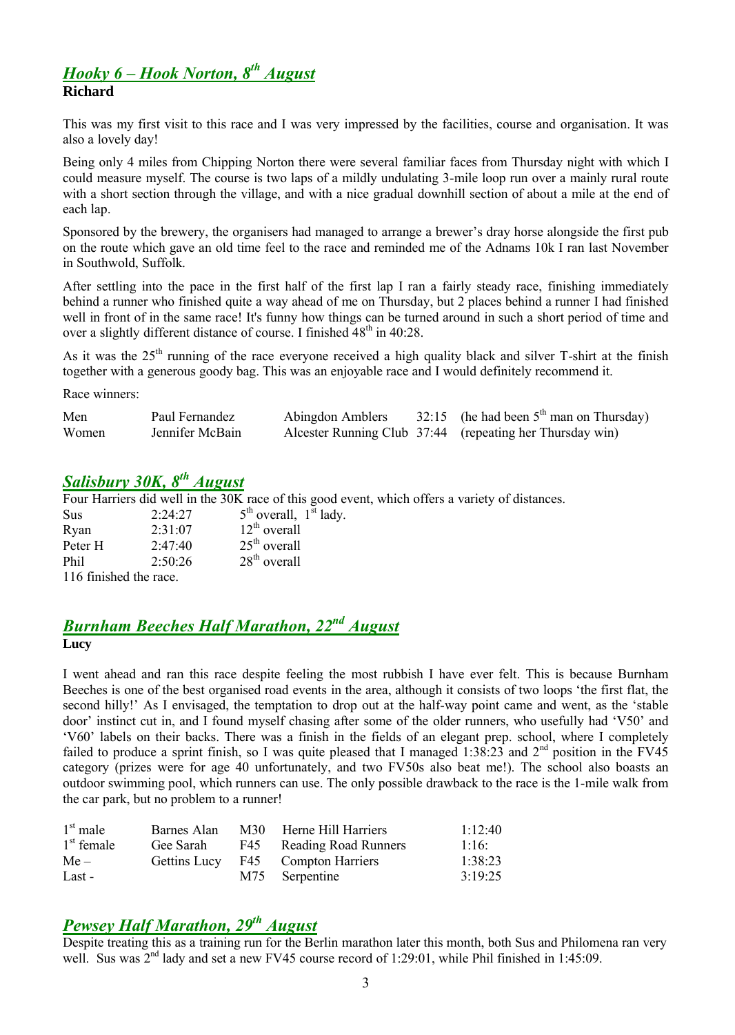## *Hooky 6 – Hook Norton, 8th August*

**Richard**

This was my first visit to this race and I was very impressed by the facilities, course and organisation. It was also a lovely day!

Being only 4 miles from Chipping Norton there were several familiar faces from Thursday night with which I could measure myself. The course is two laps of a mildly undulating 3-mile loop run over a mainly rural route with a short section through the village, and with a nice gradual downhill section of about a mile at the end of each lap.

Sponsored by the brewery, the organisers had managed to arrange a brewer's dray horse alongside the first pub on the route which gave an old time feel to the race and reminded me of the Adnams 10k I ran last November in Southwold, Suffolk.

After settling into the pace in the first half of the first lap I ran a fairly steady race, finishing immediately behind a runner who finished quite a way ahead of me on Thursday, but 2 places behind a runner I had finished well in front of in the same race! It's funny how things can be turned around in such a short period of time and over a slightly different distance of course. I finished 48th in 40:28.

As it was the 25th running of the race everyone received a high quality black and silver T-shirt at the finish together with a generous goody bag. This was an enjoyable race and I would definitely recommend it.

Race winners:

| | | | | |
|---|---|---|---|---|
| Men | Paul Fernandez | Abingdon Amblers | 32:15 | (he had been 5th man on Thursday) |
| Women | Jennifer McBain | Alcester Running Club | 37:44 | (repeating her Thursday win) |

## *Salisbury 30K, 8th August*

Four Harriers did well in the 30K race of this good event, which offers a variety of distances.

| | | |
|---|---|---|
| Sus | 2:24:27 | 5th overall, 1st lady. |
| Ryan | 2:31:07 | 12th overall |
| Peter H | 2:47:40 | 25th overall |
| Phil | 2:50:26 | 28th overall |

116 finished the race.

## *Burnham Beeches Half Marathon, 22nd August*

**Lucy**

I went ahead and ran this race despite feeling the most rubbish I have ever felt. This is because Burnham Beeches is one of the best organised road events in the area, although it consists of two loops 'the first flat, the second hilly!' As I envisaged, the temptation to drop out at the half-way point came and went, as the 'stable door' instinct cut in, and I found myself chasing after some of the older runners, who usefully had 'V50' and 'V60' labels on their backs. There was a finish in the fields of an elegant prep. school, where I completely failed to produce a sprint finish, so I was quite pleased that I managed 1:38:23 and 2nd position in the FV45 category (prizes were for age 40 unfortunately, and two FV50s also beat me!). The school also boasts an outdoor swimming pool, which runners can use. The only possible drawback to the race is the 1-mile walk from the car park, but no problem to a runner!

| | | | | |
|---|---|---|---|---|
| 1st male | Barnes Alan | M30 | Herne Hill Harriers | 1:12:40 |
| 1st female | Gee Sarah | F45 | Reading Road Runners | 1:16: |
| Me – | Gettins Lucy | F45 | Compton Harriers | 1:38:23 |
| Last - | | M75 | Serpentine | 3:19:25 |

## *Pewsey Half Marathon, 29th August*

Despite treating this as a training run for the Berlin marathon later this month, both Sus and Philomena ran very well. Sus was 2nd lady and set a new FV45 course record of 1:29:01, while Phil finished in 1:45:09.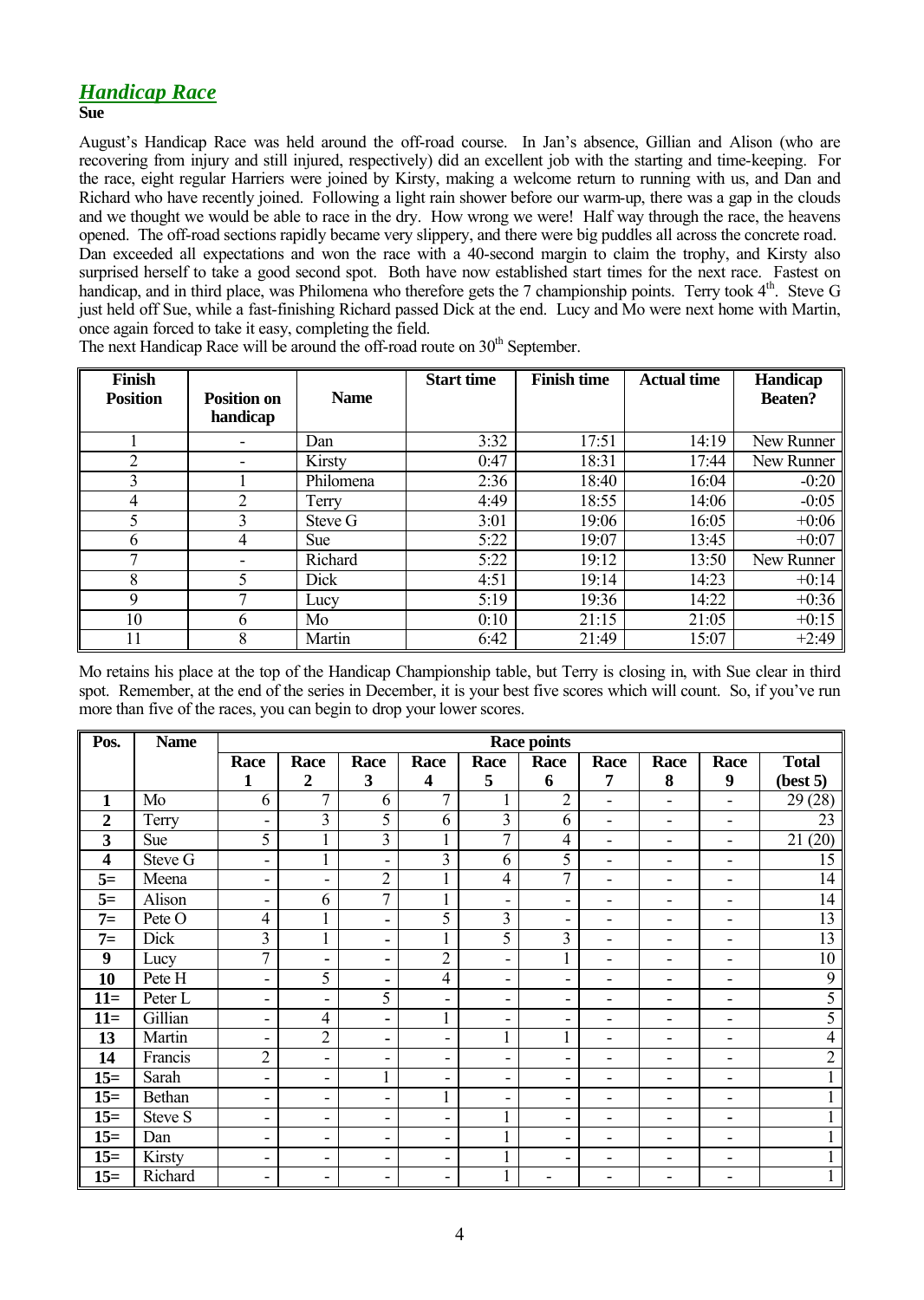## *Handicap Race*

**Sue**

August's Handicap Race was held around the off-road course. In Jan's absence, Gillian and Alison (who are recovering from injury and still injured, respectively) did an excellent job with the starting and time-keeping. For the race, eight regular Harriers were joined by Kirsty, making a welcome return to running with us, and Dan and Richard who have recently joined. Following a light rain shower before our warm-up, there was a gap in the clouds and we thought we would be able to race in the dry. How wrong we were! Half way through the race, the heavens opened. The off-road sections rapidly became very slippery, and there were big puddles all across the concrete road. Dan exceeded all expectations and won the race with a 40-second margin to claim the trophy, and Kirsty also surprised herself to take a good second spot. Both have now established start times for the next race. Fastest on handicap, and in third place, was Philomena who therefore gets the 7 championship points. Terry took 4th. Steve G just held off Sue, while a fast-finishing Richard passed Dick at the end. Lucy and Mo were next home with Martin, once again forced to take it easy, completing the field.

The next Handicap Race will be around the off-road route on 30th September.

| Finish Position | Position on handicap | Name | Start time | Finish time | Actual time | Handicap Beaten? |
|---|---|---|---|---|---|---|
| 1 | - | Dan | 3:32 | 17:51 | 14:19 | New Runner |
| 2 | - | Kirsty | 0:47 | 18:31 | 17:44 | New Runner |
| 3 | 1 | Philomena | 2:36 | 18:40 | 16:04 | -0:20 |
| 4 | 2 | Terry | 4:49 | 18:55 | 14:06 | -0:05 |
| 5 | 3 | Steve G | 3:01 | 19:06 | 16:05 | +0:06 |
| 6 | 4 | Sue | 5:22 | 19:07 | 13:45 | +0:07 |
| 7 | - | Richard | 5:22 | 19:12 | 13:50 | New Runner |
| 8 | 5 | Dick | 4:51 | 19:14 | 14:23 | +0:14 |
| 9 | 7 | Lucy | 5:19 | 19:36 | 14:22 | +0:36 |
| 10 | 6 | Mo | 0:10 | 21:15 | 21:05 | +0:15 |
| 11 | 8 | Martin | 6:42 | 21:49 | 15:07 | +2:49 |

Mo retains his place at the top of the Handicap Championship table, but Terry is closing in, with Sue clear in third spot. Remember, at the end of the series in December, it is your best five scores which will count. So, if you've run more than five of the races, you can begin to drop your lower scores.

| Pos. | Name | Race points | | | | | | | | | |
|---|---|---|---|---|---|---|---|---|---|---|---|
| | | Race 1 | Race 2 | Race 3 | Race 4 | Race 5 | Race 6 | Race 7 | Race 8 | Race 9 | Total (best 5) |
| **1** | Mo | 6 | 7 | 6 | 7 | 1 | 2 | - | - | - | 29 (28) |
| **2** | Terry | - | 3 | 5 | 6 | 3 | 6 | - | - | - | 23 |
| **3** | Sue | 5 | 1 | 3 | 1 | 7 | 4 | - | - | - | 21 (20) |
| **4** | Steve G | - | 1 | - | 3 | 6 | 5 | - | - | - | 15 |
| **5=** | Meena | - | - | 2 | 1 | 4 | 7 | - | - | - | 14 |
| **5=** | Alison | - | 6 | 7 | 1 | - | - | - | - | - | 14 |
| **7=** | Pete O | 4 | 1 | - | 5 | 3 | - | - | - | - | 13 |
| **7=** | Dick | 3 | 1 | - | 1 | 5 | 3 | - | - | - | 13 |
| **9** | Lucy | 7 | - | - | 2 | - | 1 | - | - | - | 10 |
| **10** | Pete H | - | 5 | - | 4 | - | - | - | - | - | 9 |
| **11=** | Peter L | - | - | 5 | - | - | - | - | - | - | 5 |
| **11=** | Gillian | - | 4 | - | 1 | - | - | - | - | - | 5 |
| **13** | Martin | - | 2 | - | - | 1 | 1 | - | - | - | 4 |
| **14** | Francis | 2 | - | - | - | - | - | - | - | - | 2 |
| **15=** | Sarah | - | - | 1 | - | - | - | - | - | - | 1 |
| **15=** | Bethan | - | - | - | 1 | - | - | - | - | - | 1 |
| **15=** | Steve S | - | - | - | - | 1 | - | - | - | - | 1 |
| **15=** | Dan | - | - | - | - | 1 | - | - | - | - | 1 |
| **15=** | Kirsty | - | - | - | - | 1 | - | - | - | - | 1 |
| **15=** | Richard | - | - | - | - | 1 | - | - | - | - | 1 |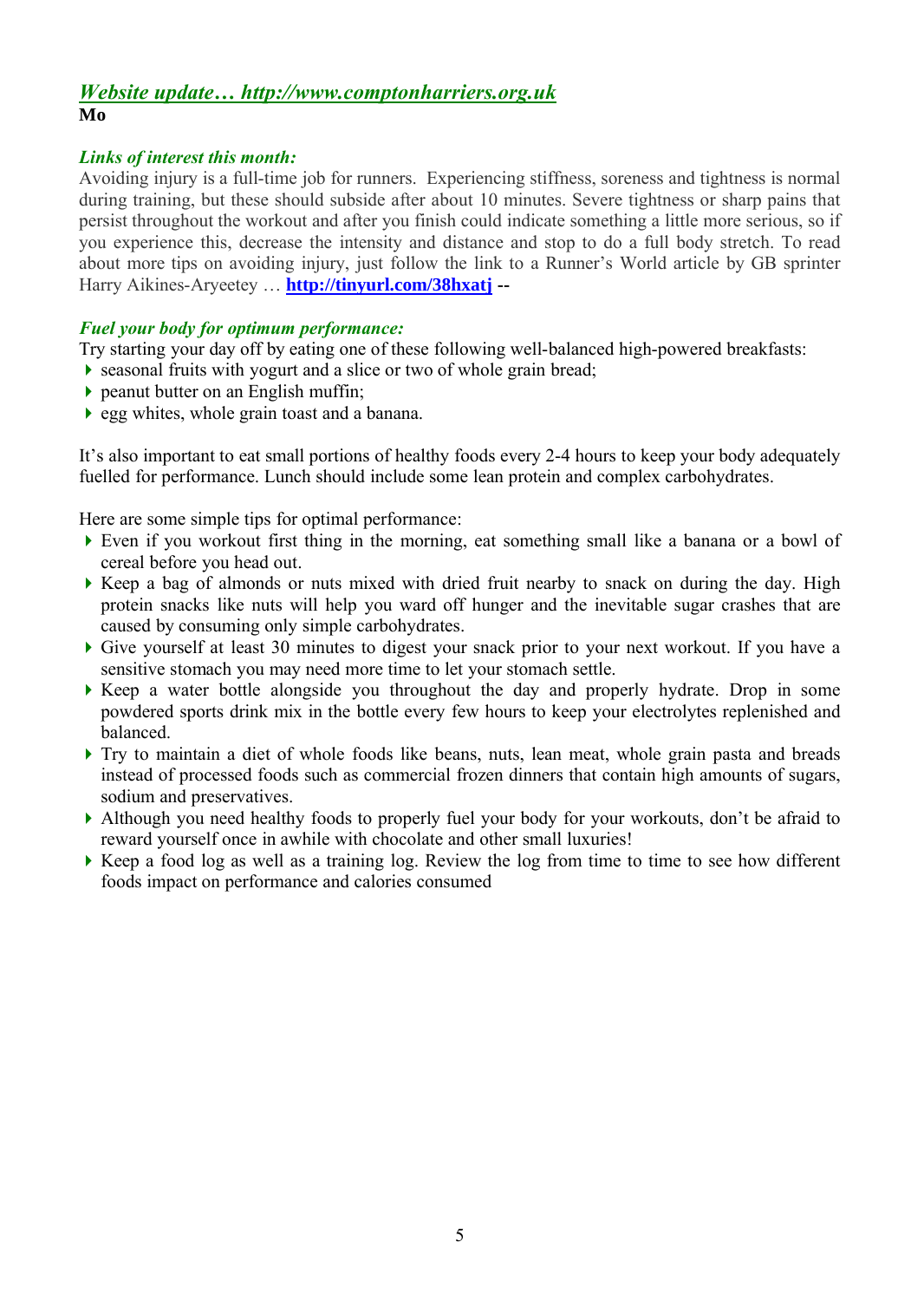### *Website update… http://www.comptonharriers.org.uk*

**Mo**

### *Links of interest this month:*

Avoiding injury is a full-time job for runners. Experiencing stiffness, soreness and tightness is normal during training, but these should subside after about 10 minutes. Severe tightness or sharp pains that persist throughout the workout and after you finish could indicate something a little more serious, so if you experience this, decrease the intensity and distance and stop to do a full body stretch. To read about more tips on avoiding injury, just follow the link to a Runner's World article by GB sprinter Harry Aikines-Aryeetey … **http://tinyurl.com/38hxatj** --

### *Fuel your body for optimum performance:*

Try starting your day off by eating one of these following well-balanced high-powered breakfasts:

- seasonal fruits with yogurt and a slice or two of whole grain bread;
- peanut butter on an English muffin;
- egg whites, whole grain toast and a banana.

It's also important to eat small portions of healthy foods every 2-4 hours to keep your body adequately fuelled for performance. Lunch should include some lean protein and complex carbohydrates.

Here are some simple tips for optimal performance:

- Even if you workout first thing in the morning, eat something small like a banana or a bowl of cereal before you head out.
- Keep a bag of almonds or nuts mixed with dried fruit nearby to snack on during the day. High protein snacks like nuts will help you ward off hunger and the inevitable sugar crashes that are caused by consuming only simple carbohydrates.
- Give yourself at least 30 minutes to digest your snack prior to your next workout. If you have a sensitive stomach you may need more time to let your stomach settle.
- Keep a water bottle alongside you throughout the day and properly hydrate. Drop in some powdered sports drink mix in the bottle every few hours to keep your electrolytes replenished and balanced.
- Try to maintain a diet of whole foods like beans, nuts, lean meat, whole grain pasta and breads instead of processed foods such as commercial frozen dinners that contain high amounts of sugars, sodium and preservatives.
- Although you need healthy foods to properly fuel your body for your workouts, don't be afraid to reward yourself once in awhile with chocolate and other small luxuries!
- Keep a food log as well as a training log. Review the log from time to time to see how different foods impact on performance and calories consumed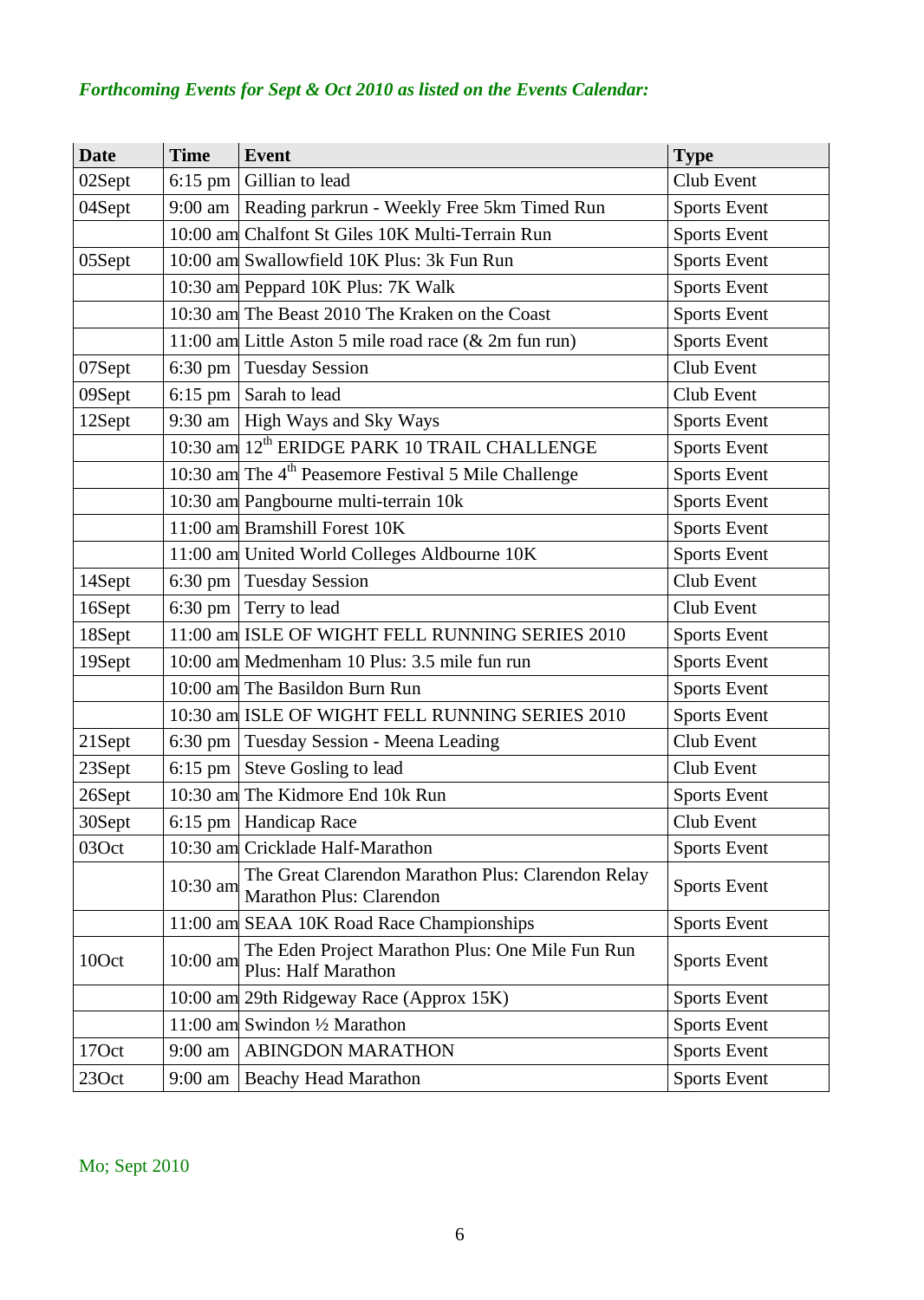*Forthcoming Events for Sept & Oct 2010 as listed on the Events Calendar:*

| Date | Time | Event | Type |
|---|---|---|---|
| 02Sept | 6:15 pm | Gillian to lead | Club Event |
| 04Sept | 9:00 am | Reading parkrun - Weekly Free 5km Timed Run | Sports Event |
| | 10:00 am | Chalfont St Giles 10K Multi-Terrain Run | Sports Event |
| 05Sept | 10:00 am | Swallowfield 10K Plus: 3k Fun Run | Sports Event |
| | 10:30 am | Peppard 10K Plus: 7K Walk | Sports Event |
| | 10:30 am | The Beast 2010 The Kraken on the Coast | Sports Event |
| | 11:00 am | Little Aston 5 mile road race (& 2m fun run) | Sports Event |
| 07Sept | 6:30 pm | Tuesday Session | Club Event |
| 09Sept | 6:15 pm | Sarah to lead | Club Event |
| 12Sept | 9:30 am | High Ways and Sky Ways | Sports Event |
| | 10:30 am | 12th ERIDGE PARK 10 TRAIL CHALLENGE | Sports Event |
| | 10:30 am | The 4th Peasemore Festival 5 Mile Challenge | Sports Event |
| | 10:30 am | Pangbourne multi-terrain 10k | Sports Event |
| | 11:00 am | Bramshill Forest 10K | Sports Event |
| | 11:00 am | United World Colleges Aldbourne 10K | Sports Event |
| 14Sept | 6:30 pm | Tuesday Session | Club Event |
| 16Sept | 6:30 pm | Terry to lead | Club Event |
| 18Sept | 11:00 am | ISLE OF WIGHT FELL RUNNING SERIES 2010 | Sports Event |
| 19Sept | 10:00 am | Medmenham 10 Plus: 3.5 mile fun run | Sports Event |
| | 10:00 am | The Basildon Burn Run | Sports Event |
| | 10:30 am | ISLE OF WIGHT FELL RUNNING SERIES 2010 | Sports Event |
| 21Sept | 6:30 pm | Tuesday Session - Meena Leading | Club Event |
| 23Sept | 6:15 pm | Steve Gosling to lead | Club Event |
| 26Sept | 10:30 am | The Kidmore End 10k Run | Sports Event |
| 30Sept | 6:15 pm | Handicap Race | Club Event |
| 03Oct | 10:30 am | Cricklade Half-Marathon | Sports Event |
| | 10:30 am | The Great Clarendon Marathon Plus: Clarendon Relay Marathon Plus: Clarendon | Sports Event |
| | 11:00 am | SEAA 10K Road Race Championships | Sports Event |
| 10Oct | 10:00 am | The Eden Project Marathon Plus: One Mile Fun Run Plus: Half Marathon | Sports Event |
| | 10:00 am | 29th Ridgeway Race (Approx 15K) | Sports Event |
| | 11:00 am | Swindon ½ Marathon | Sports Event |
| 17Oct | 9:00 am | ABINGDON MARATHON | Sports Event |
| 23Oct | 9:00 am | Beachy Head Marathon | Sports Event |

Mo; Sept 2010